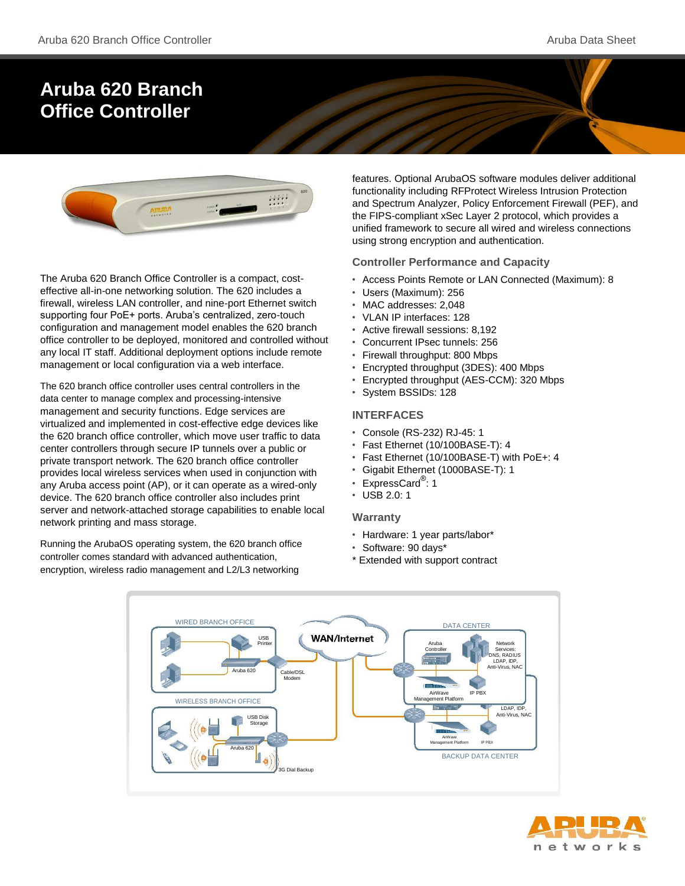# Aruba 620 Branch Office Controller

The Aruba 620 Branch Office Controller is a compact, cost-effective all-in-one networking solution. The 620 includes a firewall, wireless LAN controller, and nine-port Ethernet switch supporting four PoE+ ports. Aruba's centralized, zero-touch configuration and management model enables the 620 branch office controller to be deployed, monitored and controlled without any local IT staff. Additional deployment options include remote management or local configuration via a web interface.

The 620 branch office controller uses central controllers in the data center to manage complex and processing-intensive management and security functions. Edge services are virtualized and implemented in cost-effective edge devices like the 620 branch office controller, which move user traffic to data center controllers through secure IP tunnels over a public or private transport network. The 620 branch office controller provides local wireless services when used in conjunction with any Aruba access point (AP), or it can operate as a wired-only device. The 620 branch office controller also includes print server and network-attached storage capabilities to enable local network printing and mass storage.

Running the ArubaOS operating system, the 620 branch office controller comes standard with advanced authentication, encryption, wireless radio management and L2/L3 networking features. Optional ArubaOS software modules deliver additional functionality including RFProtect Wireless Intrusion Protection and Spectrum Analyzer, Policy Enforcement Firewall (PEF), and the FIPS-compliant xSec Layer 2 protocol, which provides a unified framework to secure all wired and wireless connections using strong encryption and authentication.

### Controller Performance and Capacity

- Access Points Remote or LAN Connected (Maximum): 8
- Users (Maximum): 256
- MAC addresses: 2,048
- VLAN IP interfaces: 128
- Active firewall sessions: 8,192
- Concurrent IPsec tunnels: 256
- Firewall throughput: 800 Mbps
- Encrypted throughput (3DES): 400 Mbps
- Encrypted throughput (AES-CCM): 320 Mbps
- System BSSIDs: 128

### INTERFACES

- Console (RS-232) RJ-45: 1
- Fast Ethernet (10/100BASE-T): 4
- Fast Ethernet (10/100BASE-T) with PoE+: 4
- Gigabit Ethernet (1000BASE-T): 1
- ExpressCard®: 1
- USB 2.0: 1

### Warranty

- Hardware: 1 year parts/labor*
- Software: 90 days*

\* Extended with support contract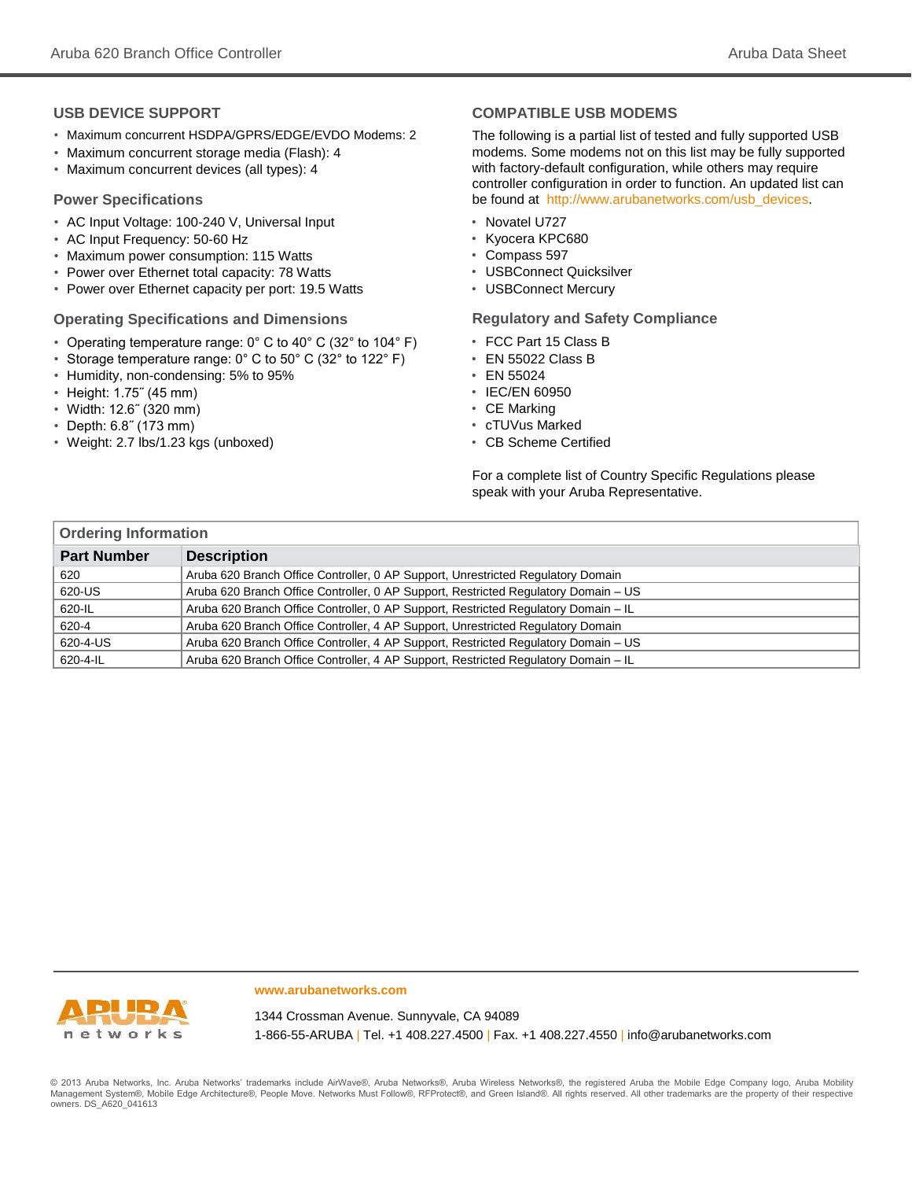## USB DEVICE SUPPORT

- Maximum concurrent HSDPA/GPRS/EDGE/EVDO Modems: 2
- Maximum concurrent storage media (Flash): 4
- Maximum concurrent devices (all types): 4

### Power Specifications

- AC Input Voltage: 100-240 V, Universal Input
- AC Input Frequency: 50-60 Hz
- Maximum power consumption: 115 Watts
- Power over Ethernet total capacity: 78 Watts
- Power over Ethernet capacity per port: 19.5 Watts

### Operating Specifications and Dimensions

- Operating temperature range: 0° C to 40° C (32° to 104° F)
- Storage temperature range: 0° C to 50° C (32° to 122° F)
- Humidity, non-condensing: 5% to 95%
- Height: 1.75˝ (45 mm)
- Width: 12.6˝ (320 mm)
- Depth: 6.8˝ (173 mm)
- Weight: 2.7 lbs/1.23 kgs (unboxed)

## COMPATIBLE USB MODEMS

The following is a partial list of tested and fully supported USB modems. Some modems not on this list may be fully supported with factory-default configuration, while others may require controller configuration in order to function. An updated list can be found at http://www.arubanetworks.com/usb_devices.

- Novatel U727
- Kyocera KPC680
- Compass 597
- USBConnect Quicksilver
- USBConnect Mercury

### Regulatory and Safety Compliance

- FCC Part 15 Class B
- EN 55022 Class B
- EN 55024
- IEC/EN 60950
- CE Marking
- cTUVus Marked
- CB Scheme Certified

For a complete list of Country Specific Regulations please speak with your Aruba Representative.

### Ordering Information

| Part Number | Description |
|---|---|
| 620 | Aruba 620 Branch Office Controller, 0 AP Support, Unrestricted Regulatory Domain |
| 620-US | Aruba 620 Branch Office Controller, 0 AP Support, Restricted Regulatory Domain – US |
| 620-IL | Aruba 620 Branch Office Controller, 0 AP Support, Restricted Regulatory Domain – IL |
| 620-4 | Aruba 620 Branch Office Controller, 4 AP Support, Unrestricted Regulatory Domain |
| 620-4-US | Aruba 620 Branch Office Controller, 4 AP Support, Restricted Regulatory Domain – US |
| 620-4-IL | Aruba 620 Branch Office Controller, 4 AP Support, Restricted Regulatory Domain – IL |

ARUBA networks

www.arubanetworks.com

1344 Crossman Avenue. Sunnyvale, CA 94089

1-866-55-ARUBA | Tel. +1 408.227.4500 | Fax. +1 408.227.4550 | info@arubanetworks.com

© 2013 Aruba Networks, Inc. Aruba Networks' trademarks include AirWave®, Aruba Networks®, Aruba Wireless Networks®, the registered Aruba the Mobile Edge Company logo, Aruba Mobility Management System®, Mobile Edge Architecture®, People Move. Networks Must Follow®, RFProtect®, and Green Island®. All rights reserved. All other trademarks are the property of their respective owners. DS_A620_041613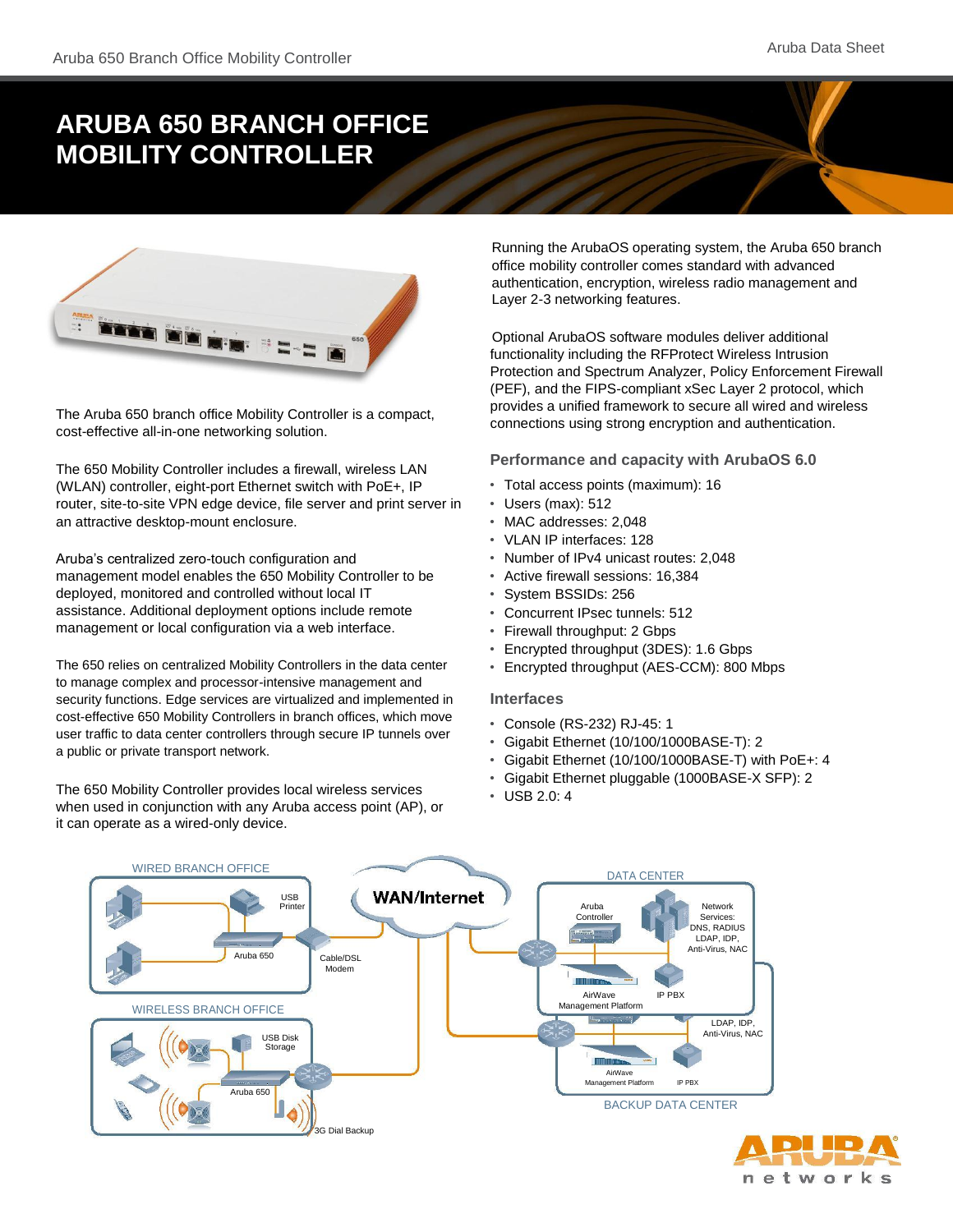# ARUBA 650 BRANCH OFFICE MOBILITY CONTROLLER

The Aruba 650 branch office Mobility Controller is a compact, cost-effective all-in-one networking solution.

The 650 Mobility Controller includes a firewall, wireless LAN (WLAN) controller, eight-port Ethernet switch with PoE+, IP router, site-to-site VPN edge device, file server and print server in an attractive desktop-mount enclosure.

Aruba's centralized zero-touch configuration and management model enables the 650 Mobility Controller to be deployed, monitored and controlled without local IT assistance. Additional deployment options include remote management or local configuration via a web interface.

The 650 relies on centralized Mobility Controllers in the data center to manage complex and processor-intensive management and security functions. Edge services are virtualized and implemented in cost-effective 650 Mobility Controllers in branch offices, which move user traffic to data center controllers through secure IP tunnels over a public or private transport network.

The 650 Mobility Controller provides local wireless services when used in conjunction with any Aruba access point (AP), or it can operate as a wired-only device.

Running the ArubaOS operating system, the Aruba 650 branch office mobility controller comes standard with advanced authentication, encryption, wireless radio management and Layer 2-3 networking features.

Optional ArubaOS software modules deliver additional functionality including the RFProtect Wireless Intrusion Protection and Spectrum Analyzer, Policy Enforcement Firewall (PEF), and the FIPS-compliant xSec Layer 2 protocol, which provides a unified framework to secure all wired and wireless connections using strong encryption and authentication.

### Performance and capacity with ArubaOS 6.0

- Total access points (maximum): 16
- Users (max): 512
- MAC addresses: 2,048
- VLAN IP interfaces: 128
- Number of IPv4 unicast routes: 2,048
- Active firewall sessions: 16,384
- System BSSIDs: 256
- Concurrent IPsec tunnels: 512
- Firewall throughput: 2 Gbps
- Encrypted throughput (3DES): 1.6 Gbps
- Encrypted throughput (AES-CCM): 800 Mbps

### Interfaces

- Console (RS-232) RJ-45: 1
- Gigabit Ethernet (10/100/1000BASE-T): 2
- Gigabit Ethernet (10/100/1000BASE-T) with PoE+: 4
- Gigabit Ethernet pluggable (1000BASE-X SFP): 2
- USB 2.0: 4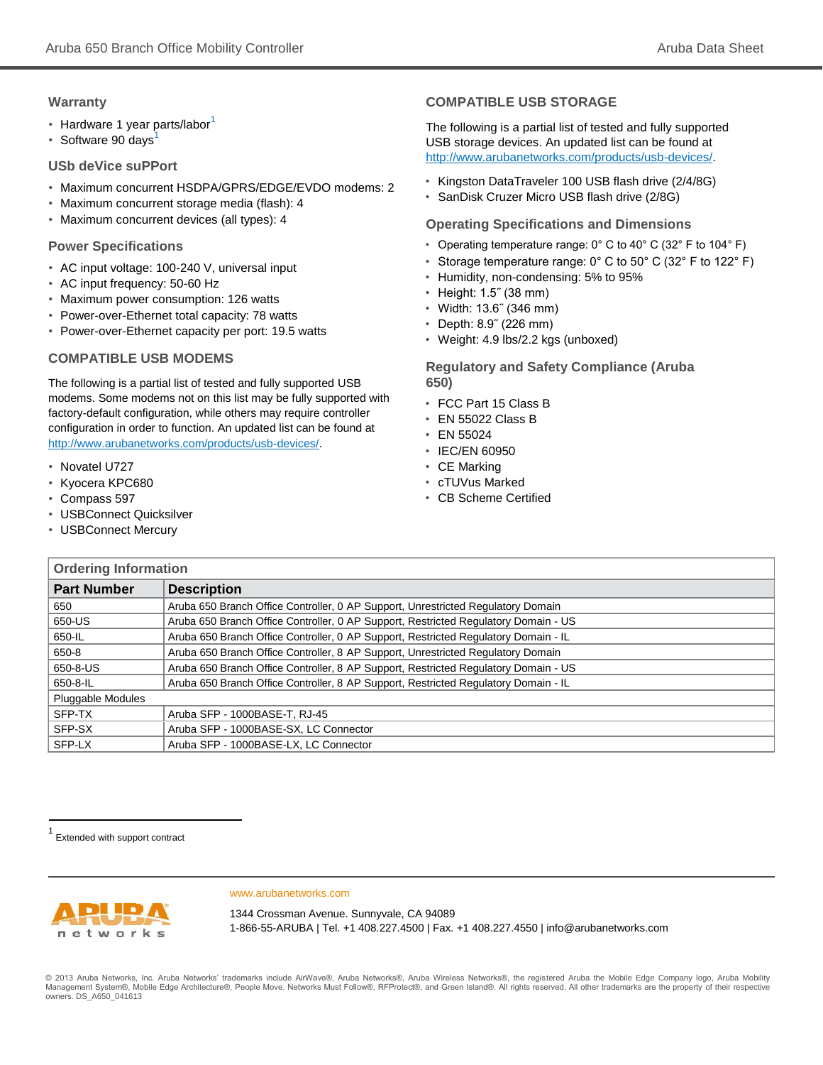## Warranty

- Hardware 1 year parts/labor[1]
- Software 90 days[1]

## USb deVice suPPort

- Maximum concurrent HSDPA/GPRS/EDGE/EVDO modems: 2
- Maximum concurrent storage media (flash): 4
- Maximum concurrent devices (all types): 4

## Power Specifications

- AC input voltage: 100-240 V, universal input
- AC input frequency: 50-60 Hz
- Maximum power consumption: 126 watts
- Power-over-Ethernet total capacity: 78 watts
- Power-over-Ethernet capacity per port: 19.5 watts

## COMPATIBLE USB MODEMS

The following is a partial list of tested and fully supported USB modems. Some modems not on this list may be fully supported with factory-default configuration, while others may require controller configuration in order to function. An updated list can be found at http://www.arubanetworks.com/products/usb-devices/.

- Novatel U727
- Kyocera KPC680
- Compass 597
- USBConnect Quicksilver
- USBConnect Mercury

## COMPATIBLE USB STORAGE

The following is a partial list of tested and fully supported USB storage devices. An updated list can be found at http://www.arubanetworks.com/products/usb-devices/.

- Kingston DataTraveler 100 USB flash drive (2/4/8G)
- SanDisk Cruzer Micro USB flash drive (2/8G)

## Operating Specifications and Dimensions

- Operating temperature range: 0° C to 40° C (32° F to 104° F)
- Storage temperature range: 0° C to 50° C (32° F to 122° F)
- Humidity, non-condensing: 5% to 95%
- Height: 1.5˝ (38 mm)
- Width: 13.6˝ (346 mm)
- Depth: 8.9˝ (226 mm)
- Weight: 4.9 lbs/2.2 kgs (unboxed)

## Regulatory and Safety Compliance (Aruba 650)

- FCC Part 15 Class B
- EN 55022 Class B
- EN 55024
- IEC/EN 60950
- CE Marking
- cTUVus Marked
- CB Scheme Certified

## Ordering Information

| Part Number | Description |
|---|---|
| 650 | Aruba 650 Branch Office Controller, 0 AP Support, Unrestricted Regulatory Domain |
| 650-US | Aruba 650 Branch Office Controller, 0 AP Support, Restricted Regulatory Domain - US |
| 650-IL | Aruba 650 Branch Office Controller, 0 AP Support, Restricted Regulatory Domain - IL |
| 650-8 | Aruba 650 Branch Office Controller, 8 AP Support, Unrestricted Regulatory Domain |
| 650-8-US | Aruba 650 Branch Office Controller, 8 AP Support, Restricted Regulatory Domain - US |
| 650-8-IL | Aruba 650 Branch Office Controller, 8 AP Support, Restricted Regulatory Domain - IL |
| Pluggable Modules | |
| SFP-TX | Aruba SFP - 1000BASE-T, RJ-45 |
| SFP-SX | Aruba SFP - 1000BASE-SX, LC Connector |
| SFP-LX | Aruba SFP - 1000BASE-LX, LC Connector |

[1] Extended with support contract

www.arubanetworks.com

1344 Crossman Avenue. Sunnyvale, CA 94089
1-866-55-ARUBA | Tel. +1 408.227.4500 | Fax. +1 408.227.4550 | info@arubanetworks.com

© 2013 Aruba Networks, Inc. Aruba Networks' trademarks include AirWave®, Aruba Networks®, Aruba Wireless Networks®, the registered Aruba the Mobile Edge Company logo, Aruba Mobility Management System®, Mobile Edge Architecture®, People Move. Networks Must Follow®, RFProtect®, and Green Island®. All rights reserved. All other trademarks are the property of their respective owners. DS_A650_041613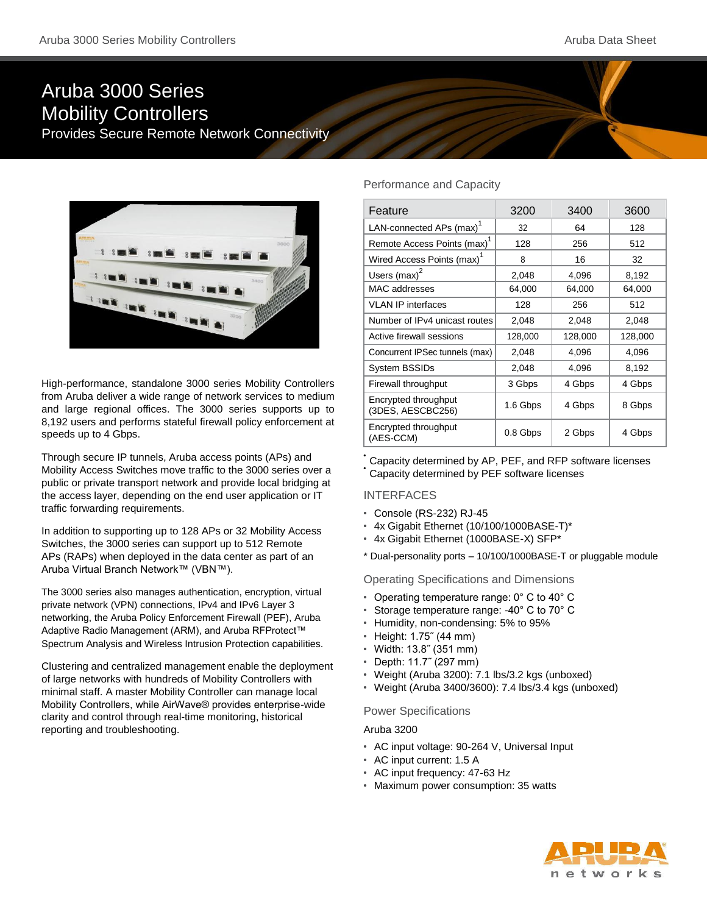# Aruba 3000 Series Mobility Controllers

Provides Secure Remote Network Connectivity

High-performance, standalone 3000 series Mobility Controllers from Aruba deliver a wide range of network services to medium and large regional offices. The 3000 series supports up to 8,192 users and performs stateful firewall policy enforcement at speeds up to 4 Gbps.

Through secure IP tunnels, Aruba access points (APs) and Mobility Access Switches move traffic to the 3000 series over a public or private transport network and provide local bridging at the access layer, depending on the end user application or IT traffic forwarding requirements.

In addition to supporting up to 128 APs or 32 Mobility Access Switches, the 3000 series can support up to 512 Remote APs (RAPs) when deployed in the data center as part of an Aruba Virtual Branch Network™ (VBN™).

The 3000 series also manages authentication, encryption, virtual private network (VPN) connections, IPv4 and IPv6 Layer 3 networking, the Aruba Policy Enforcement Firewall (PEF), Aruba Adaptive Radio Management (ARM), and Aruba RFProtect™ Spectrum Analysis and Wireless Intrusion Protection capabilities.

Clustering and centralized management enable the deployment of large networks with hundreds of Mobility Controllers with minimal staff. A master Mobility Controller can manage local Mobility Controllers, while AirWave® provides enterprise-wide clarity and control through real-time monitoring, historical reporting and troubleshooting.

## Performance and Capacity

| Feature | 3200 | 3400 | 3600 |
|---|---|---|---|
| LAN-connected APs (max)[1] | 32 | 64 | 128 |
| Remote Access Points (max)[1] | 128 | 256 | 512 |
| Wired Access Points (max)[1] | 8 | 16 | 32 |
| Users (max)[2] | 2,048 | 4,096 | 8,192 |
| MAC addresses | 64,000 | 64,000 | 64,000 |
| VLAN IP interfaces | 128 | 256 | 512 |
| Number of IPv4 unicast routes | 2,048 | 2,048 | 2,048 |
| Active firewall sessions | 128,000 | 128,000 | 128,000 |
| Concurrent IPSec tunnels (max) | 2,048 | 4,096 | 4,096 |
| System BSSIDs | 2,048 | 4,096 | 8,192 |
| Firewall throughput | 3 Gbps | 4 Gbps | 4 Gbps |
| Encrypted throughput (3DES, AESCBC256) | 1.6 Gbps | 4 Gbps | 8 Gbps |
| Encrypted throughput (AES-CCM) | 0.8 Gbps | 2 Gbps | 4 Gbps |

[1] Capacity determined by AP, PEF, and RFP software licenses
[2] Capacity determined by PEF software licenses

## INTERFACES

- Console (RS-232) RJ-45
- 4x Gigabit Ethernet (10/100/1000BASE-T)*
- 4x Gigabit Ethernet (1000BASE-X) SFP*

\* Dual-personality ports – 10/100/1000BASE-T or pluggable module

## Operating Specifications and Dimensions

- Operating temperature range: 0° C to 40° C
- Storage temperature range: -40° C to 70° C
- Humidity, non-condensing: 5% to 95%
- Height: 1.75˝ (44 mm)
- Width: 13.8˝ (351 mm)
- Depth: 11.7˝ (297 mm)
- Weight (Aruba 3200): 7.1 lbs/3.2 kgs (unboxed)
- Weight (Aruba 3400/3600): 7.4 lbs/3.4 kgs (unboxed)

## Power Specifications

Aruba 3200

- AC input voltage: 90-264 V, Universal Input
- AC input current: 1.5 A
- AC input frequency: 47-63 Hz
- Maximum power consumption: 35 watts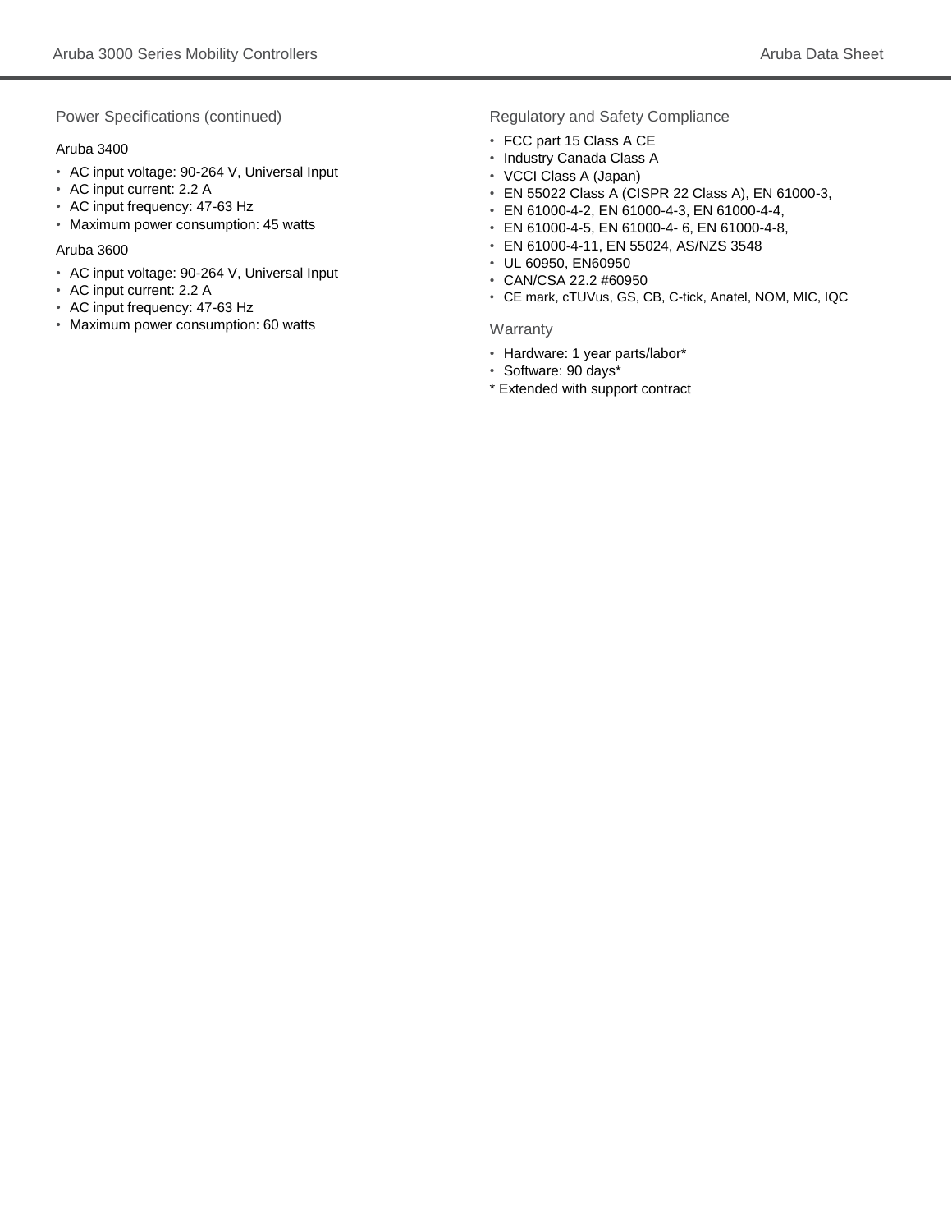## Power Specifications (continued)

### Aruba 3400

- AC input voltage: 90-264 V, Universal Input
- AC input current: 2.2 A
- AC input frequency: 47-63 Hz
- Maximum power consumption: 45 watts

### Aruba 3600

- AC input voltage: 90-264 V, Universal Input
- AC input current: 2.2 A
- AC input frequency: 47-63 Hz
- Maximum power consumption: 60 watts

## Regulatory and Safety Compliance

- FCC part 15 Class A CE
- Industry Canada Class A
- VCCI Class A (Japan)
- EN 55022 Class A (CISPR 22 Class A), EN 61000-3,
- EN 61000-4-2, EN 61000-4-3, EN 61000-4-4,
- EN 61000-4-5, EN 61000-4- 6, EN 61000-4-8,
- EN 61000-4-11, EN 55024, AS/NZS 3548
- UL 60950, EN60950
- CAN/CSA 22.2 #60950
- CE mark, cTUVus, GS, CB, C-tick, Anatel, NOM, MIC, IQC

## Warranty

- Hardware: 1 year parts/labor*
- Software: 90 days*

* Extended with support contract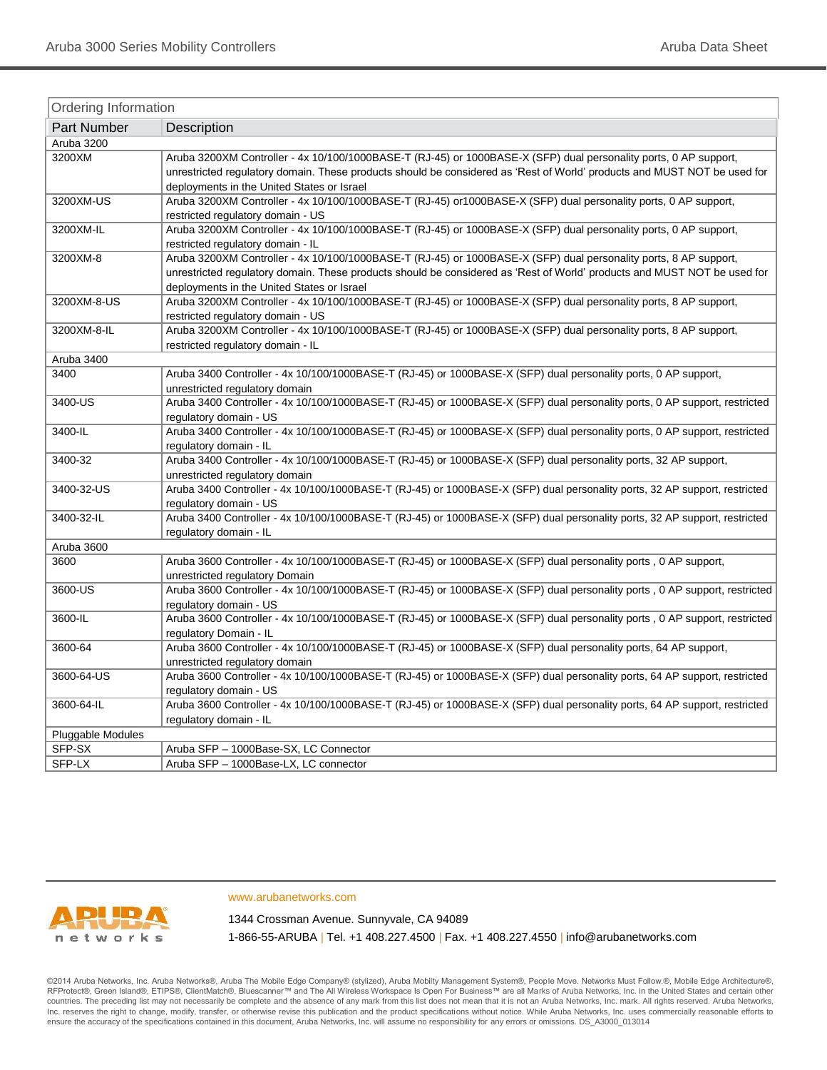## Ordering Information

| Part Number | Description |
|---|---|
| Aruba 3200 | |
| 3200XM | Aruba 3200XM Controller - 4x 10/100/1000BASE-T (RJ-45) or 1000BASE-X (SFP) dual personality ports, 0 AP support, unrestricted regulatory domain. These products should be considered as 'Rest of World' products and MUST NOT be used for deployments in the United States or Israel |
| 3200XM-US | Aruba 3200XM Controller - 4x 10/100/1000BASE-T (RJ-45) or1000BASE-X (SFP) dual personality ports, 0 AP support, restricted regulatory domain - US |
| 3200XM-IL | Aruba 3200XM Controller - 4x 10/100/1000BASE-T (RJ-45) or 1000BASE-X (SFP) dual personality ports, 0 AP support, restricted regulatory domain - IL |
| 3200XM-8 | Aruba 3200XM Controller - 4x 10/100/1000BASE-T (RJ-45) or 1000BASE-X (SFP) dual personality ports, 8 AP support, unrestricted regulatory domain. These products should be considered as 'Rest of World' products and MUST NOT be used for deployments in the United States or Israel |
| 3200XM-8-US | Aruba 3200XM Controller - 4x 10/100/1000BASE-T (RJ-45) or 1000BASE-X (SFP) dual personality ports, 8 AP support, restricted regulatory domain - US |
| 3200XM-8-IL | Aruba 3200XM Controller - 4x 10/100/1000BASE-T (RJ-45) or 1000BASE-X (SFP) dual personality ports, 8 AP support, restricted regulatory domain - IL |
| Aruba 3400 | |
| 3400 | Aruba 3400 Controller - 4x 10/100/1000BASE-T (RJ-45) or 1000BASE-X (SFP) dual personality ports, 0 AP support, unrestricted regulatory domain |
| 3400-US | Aruba 3400 Controller - 4x 10/100/1000BASE-T (RJ-45) or 1000BASE-X (SFP) dual personality ports, 0 AP support, restricted regulatory domain - US |
| 3400-IL | Aruba 3400 Controller - 4x 10/100/1000BASE-T (RJ-45) or 1000BASE-X (SFP) dual personality ports, 0 AP support, restricted regulatory domain - IL |
| 3400-32 | Aruba 3400 Controller - 4x 10/100/1000BASE-T (RJ-45) or 1000BASE-X (SFP) dual personality ports, 32 AP support, unrestricted regulatory domain |
| 3400-32-US | Aruba 3400 Controller - 4x 10/100/1000BASE-T (RJ-45) or 1000BASE-X (SFP) dual personality ports, 32 AP support, restricted regulatory domain - US |
| 3400-32-IL | Aruba 3400 Controller - 4x 10/100/1000BASE-T (RJ-45) or 1000BASE-X (SFP) dual personality ports, 32 AP support, restricted regulatory domain - IL |
| Aruba 3600 | |
| 3600 | Aruba 3600 Controller - 4x 10/100/1000BASE-T (RJ-45) or 1000BASE-X (SFP) dual personality ports , 0 AP support, unrestricted regulatory Domain |
| 3600-US | Aruba 3600 Controller - 4x 10/100/1000BASE-T (RJ-45) or 1000BASE-X (SFP) dual personality ports , 0 AP support, restricted regulatory domain - US |
| 3600-IL | Aruba 3600 Controller - 4x 10/100/1000BASE-T (RJ-45) or 1000BASE-X (SFP) dual personality ports , 0 AP support, restricted regulatory Domain - IL |
| 3600-64 | Aruba 3600 Controller - 4x 10/100/1000BASE-T (RJ-45) or 1000BASE-X (SFP) dual personality ports, 64 AP support, unrestricted regulatory domain |
| 3600-64-US | Aruba 3600 Controller - 4x 10/100/1000BASE-T (RJ-45) or 1000BASE-X (SFP) dual personality ports, 64 AP support, restricted regulatory domain - US |
| 3600-64-IL | Aruba 3600 Controller - 4x 10/100/1000BASE-T (RJ-45) or 1000BASE-X (SFP) dual personality ports, 64 AP support, restricted regulatory domain - IL |
| Pluggable Modules | |
| SFP-SX | Aruba SFP – 1000Base-SX, LC Connector |
| SFP-LX | Aruba SFP – 1000Base-LX, LC connector |

www.arubanetworks.com

1344 Crossman Avenue. Sunnyvale, CA 94089

1-866-55-ARUBA | Tel. +1 408.227.4500 | Fax. +1 408.227.4550 | info@arubanetworks.com

©2014 Aruba Networks, Inc. Aruba Networks®, Aruba The Mobile Edge Company® (stylized), Aruba Mobilty Management System®, People Move. Networks Must Follow.®, Mobile Edge Architecture®, RFProtect®, Green Island®, ETIPS®, ClientMatch®, Bluescanner™ and The All Wireless Workspace Is Open For Business™ are all Marks of Aruba Networks, Inc. in the United States and certain other countries. The preceding list may not necessarily be complete and the absence of any mark from this list does not mean that it is not an Aruba Networks, Inc. mark. All rights reserved. Aruba Networks, Inc. reserves the right to change, modify, transfer, or otherwise revise this publication and the product specifications without notice. While Aruba Networks, Inc. uses commercially reasonable efforts to ensure the accuracy of the specifications contained in this document, Aruba Networks, Inc. will assume no responsibility for any errors or omissions. DS_A3000_013014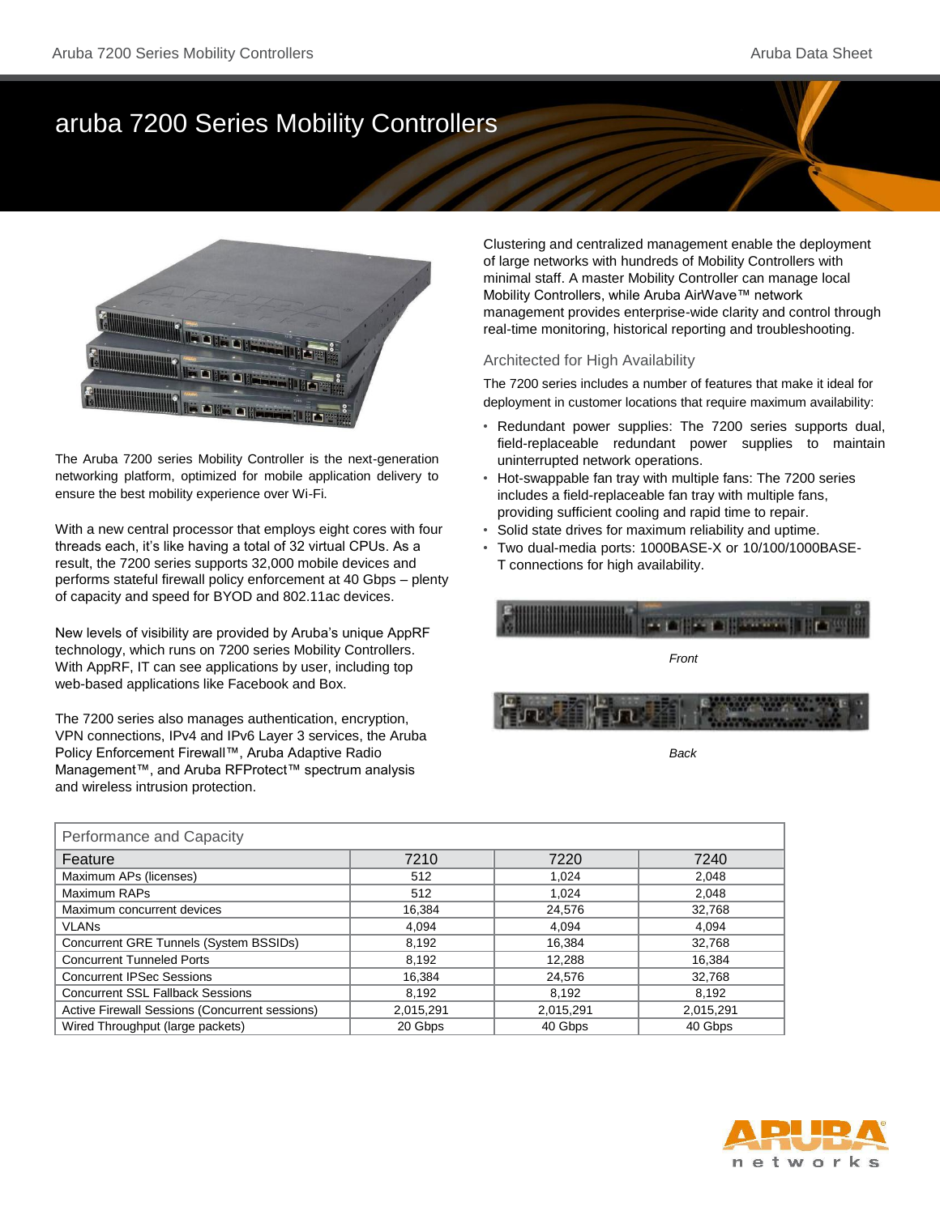# aruba 7200 Series Mobility Controllers

The Aruba 7200 series Mobility Controller is the next-generation networking platform, optimized for mobile application delivery to ensure the best mobility experience over Wi-Fi.

With a new central processor that employs eight cores with four threads each, it's like having a total of 32 virtual CPUs. As a result, the 7200 series supports 32,000 mobile devices and performs stateful firewall policy enforcement at 40 Gbps – plenty of capacity and speed for BYOD and 802.11ac devices.

New levels of visibility are provided by Aruba's unique AppRF technology, which runs on 7200 series Mobility Controllers. With AppRF, IT can see applications by user, including top web-based applications like Facebook and Box.

The 7200 series also manages authentication, encryption, VPN connections, IPv4 and IPv6 Layer 3 services, the Aruba Policy Enforcement Firewall™, Aruba Adaptive Radio Management™, and Aruba RFProtect™ spectrum analysis and wireless intrusion protection.

Clustering and centralized management enable the deployment of large networks with hundreds of Mobility Controllers with minimal staff. A master Mobility Controller can manage local Mobility Controllers, while Aruba AirWave™ network management provides enterprise-wide clarity and control through real-time monitoring, historical reporting and troubleshooting.

## Architected for High Availability

The 7200 series includes a number of features that make it ideal for deployment in customer locations that require maximum availability:

- Redundant power supplies: The 7200 series supports dual, field-replaceable redundant power supplies to maintain uninterrupted network operations.
- Hot-swappable fan tray with multiple fans: The 7200 series includes a field-replaceable fan tray with multiple fans, providing sufficient cooling and rapid time to repair.
- Solid state drives for maximum reliability and uptime.
- Two dual-media ports: 1000BASE-X or 10/100/1000BASE-T connections for high availability.

*Front*

*Back*

| Performance and Capacity | | | |
|---|---|---|---|
| **Feature** | **7210** | **7220** | **7240** |
| Maximum APs (licenses) | 512 | 1,024 | 2,048 |
| Maximum RAPs | 512 | 1,024 | 2,048 |
| Maximum concurrent devices | 16,384 | 24,576 | 32,768 |
| VLANs | 4,094 | 4,094 | 4,094 |
| Concurrent GRE Tunnels (System BSSIDs) | 8,192 | 16,384 | 32,768 |
| Concurrent Tunneled Ports | 8,192 | 12,288 | 16,384 |
| Concurrent IPSec Sessions | 16,384 | 24,576 | 32,768 |
| Concurrent SSL Fallback Sessions | 8,192 | 8,192 | 8,192 |
| Active Firewall Sessions (Concurrent sessions) | 2,015,291 | 2,015,291 | 2,015,291 |
| Wired Throughput (large packets) | 20 Gbps | 40 Gbps | 40 Gbps |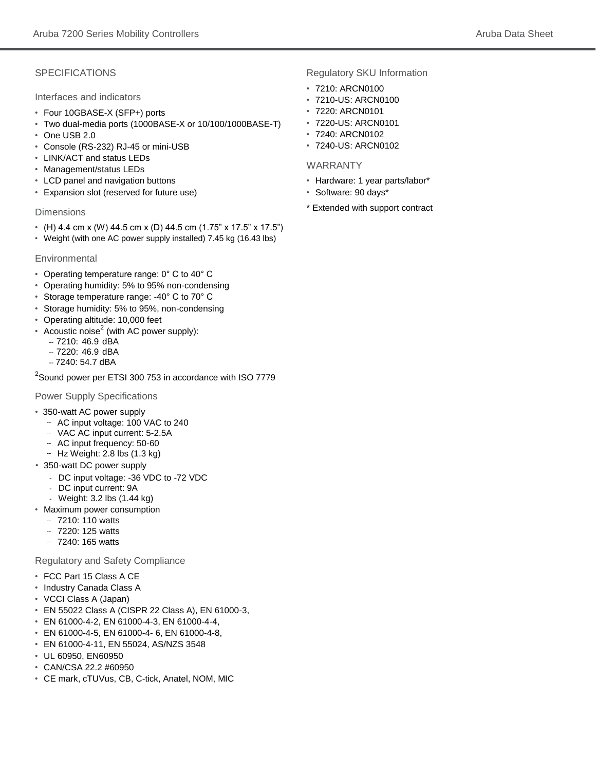## SPECIFICATIONS

### Interfaces and indicators

- Four 10GBASE-X (SFP+) ports
- Two dual-media ports (1000BASE-X or 10/100/1000BASE-T)
- One USB 2.0
- Console (RS-232) RJ-45 or mini-USB
- LINK/ACT and status LEDs
- Management/status LEDs
- LCD panel and navigation buttons
- Expansion slot (reserved for future use)

### Dimensions

- (H) 4.4 cm x (W) 44.5 cm x (D) 44.5 cm (1.75" x 17.5" x 17.5")
- Weight (with one AC power supply installed) 7.45 kg (16.43 lbs)

### Environmental

- Operating temperature range: 0° C to 40° C
- Operating humidity: 5% to 95% non-condensing
- Storage temperature range: -40° C to 70° C
- Storage humidity: 5% to 95%, non-condensing
- Operating altitude: 10,000 feet
- Acoustic noise[2] (with AC power supply):
  - 7210: 46.9 dBA
  - 7220: 46.9 dBA
  - 7240: 54.7 dBA

[2]Sound power per ETSI 300 753 in accordance with ISO 7779

### Power Supply Specifications

- 350-watt AC power supply
  - AC input voltage: 100 VAC to 240
  - VAC AC input current: 5-2.5A
  - AC input frequency: 50-60
  - Hz Weight: 2.8 lbs (1.3 kg)
- 350-watt DC power supply
  - DC input voltage: -36 VDC to -72 VDC
  - DC input current: 9A
  - Weight: 3.2 lbs (1.44 kg)
- Maximum power consumption
  - 7210: 110 watts
  - 7220: 125 watts
  - 7240: 165 watts

### Regulatory and Safety Compliance

- FCC Part 15 Class A CE
- Industry Canada Class A
- VCCI Class A (Japan)
- EN 55022 Class A (CISPR 22 Class A), EN 61000-3,
- EN 61000-4-2, EN 61000-4-3, EN 61000-4-4,
- EN 61000-4-5, EN 61000-4- 6, EN 61000-4-8,
- EN 61000-4-11, EN 55024, AS/NZS 3548
- UL 60950, EN60950
- CAN/CSA 22.2 #60950
- CE mark, cTUVus, CB, C-tick, Anatel, NOM, MIC

### Regulatory SKU Information

- 7210: ARCN0100
- 7210-US: ARCN0100
- 7220: ARCN0101
- 7220-US: ARCN0101
- 7240: ARCN0102
- 7240-US: ARCN0102

## WARRANTY

- Hardware: 1 year parts/labor*
- Software: 90 days*

* Extended with support contract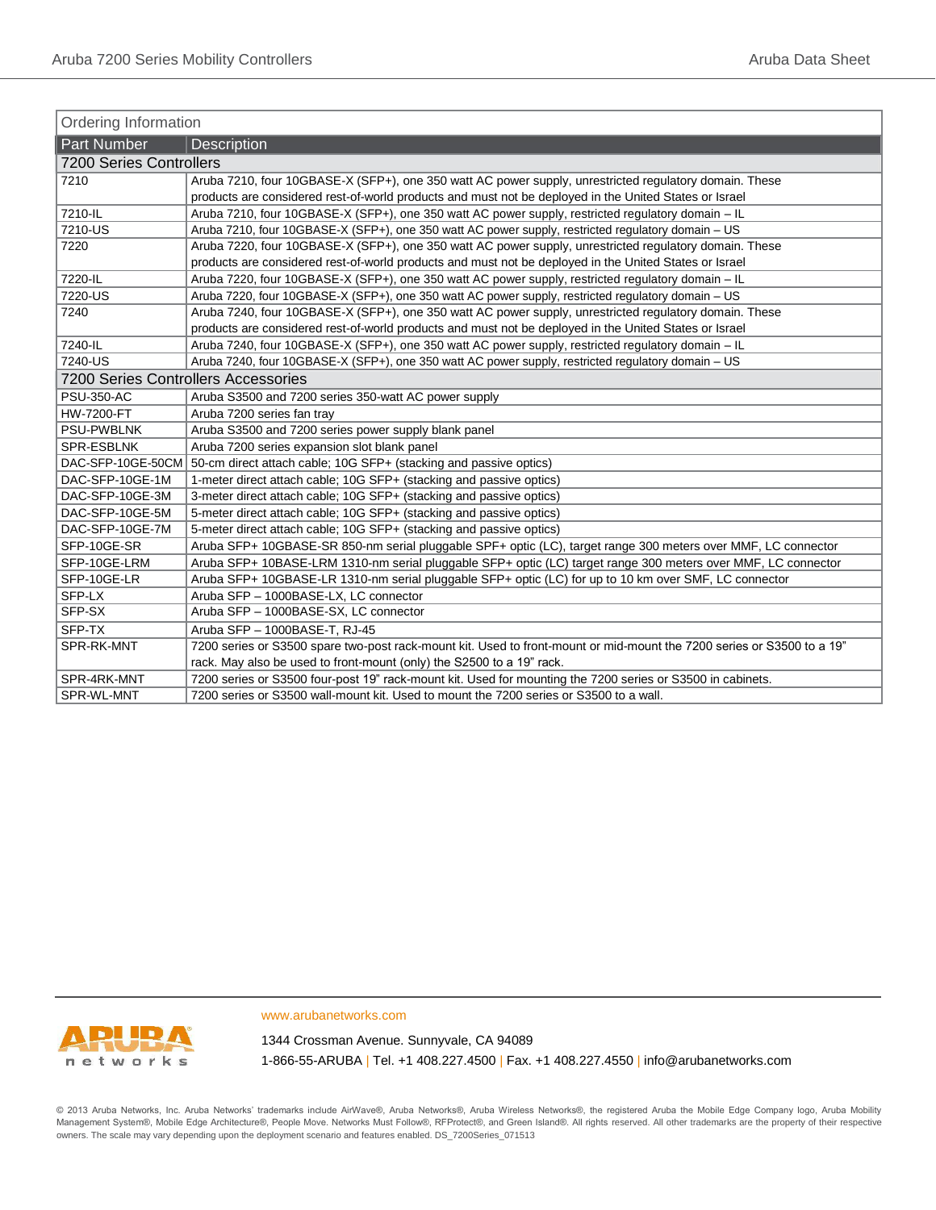## Ordering Information

| Part Number | Description |
|---|---|
| **7200 Series Controllers** | |
| 7210 | Aruba 7210, four 10GBASE-X (SFP+), one 350 watt AC power supply, unrestricted regulatory domain. These products are considered rest-of-world products and must not be deployed in the United States or Israel |
| 7210-IL | Aruba 7210, four 10GBASE-X (SFP+), one 350 watt AC power supply, restricted regulatory domain – IL |
| 7210-US | Aruba 7210, four 10GBASE-X (SFP+), one 350 watt AC power supply, restricted regulatory domain – US |
| 7220 | Aruba 7220, four 10GBASE-X (SFP+), one 350 watt AC power supply, unrestricted regulatory domain. These products are considered rest-of-world products and must not be deployed in the United States or Israel |
| 7220-IL | Aruba 7220, four 10GBASE-X (SFP+), one 350 watt AC power supply, restricted regulatory domain – IL |
| 7220-US | Aruba 7220, four 10GBASE-X (SFP+), one 350 watt AC power supply, restricted regulatory domain – US |
| 7240 | Aruba 7240, four 10GBASE-X (SFP+), one 350 watt AC power supply, unrestricted regulatory domain. These products are considered rest-of-world products and must not be deployed in the United States or Israel |
| 7240-IL | Aruba 7240, four 10GBASE-X (SFP+), one 350 watt AC power supply, restricted regulatory domain – IL |
| 7240-US | Aruba 7240, four 10GBASE-X (SFP+), one 350 watt AC power supply, restricted regulatory domain – US |
| **7200 Series Controllers Accessories** | |
| PSU-350-AC | Aruba S3500 and 7200 series 350-watt AC power supply |
| HW-7200-FT | Aruba 7200 series fan tray |
| PSU-PWBLNK | Aruba S3500 and 7200 series power supply blank panel |
| SPR-ESBLNK | Aruba 7200 series expansion slot blank panel |
| DAC-SFP-10GE-50CM | 50-cm direct attach cable; 10G SFP+ (stacking and passive optics) |
| DAC-SFP-10GE-1M | 1-meter direct attach cable; 10G SFP+ (stacking and passive optics) |
| DAC-SFP-10GE-3M | 3-meter direct attach cable; 10G SFP+ (stacking and passive optics) |
| DAC-SFP-10GE-5M | 5-meter direct attach cable; 10G SFP+ (stacking and passive optics) |
| DAC-SFP-10GE-7M | 5-meter direct attach cable; 10G SFP+ (stacking and passive optics) |
| SFP-10GE-SR | Aruba SFP+ 10GBASE-SR 850-nm serial pluggable SPF+ optic (LC), target range 300 meters over MMF, LC connector |
| SFP-10GE-LRM | Aruba SFP+ 10BASE-LRM 1310-nm serial pluggable SFP+ optic (LC) target range 300 meters over MMF, LC connector |
| SFP-10GE-LR | Aruba SFP+ 10GBASE-LR 1310-nm serial pluggable SFP+ optic (LC) for up to 10 km over SMF, LC connector |
| SFP-LX | Aruba SFP – 1000BASE-LX, LC connector |
| SFP-SX | Aruba SFP – 1000BASE-SX, LC connector |
| SFP-TX | Aruba SFP – 1000BASE-T, RJ-45 |
| SPR-RK-MNT | 7200 series or S3500 spare two-post rack-mount kit. Used to front-mount or mid-mount the 7200 series or S3500 to a 19" rack. May also be used to front-mount (only) the S2500 to a 19" rack. |
| SPR-4RK-MNT | 7200 series or S3500 four-post 19" rack-mount kit. Used for mounting the 7200 series or S3500 in cabinets. |
| SPR-WL-MNT | 7200 series or S3500 wall-mount kit. Used to mount the 7200 series or S3500 to a wall. |

www.arubanetworks.com

1344 Crossman Avenue. Sunnyvale, CA 94089

1-866-55-ARUBA | Tel. +1 408.227.4500 | Fax. +1 408.227.4550 | info@arubanetworks.com

© 2013 Aruba Networks, Inc. Aruba Networks' trademarks include AirWave®, Aruba Networks®, Aruba Wireless Networks®, the registered Aruba the Mobile Edge Company logo, Aruba Mobility Management System®, Mobile Edge Architecture®, People Move. Networks Must Follow®, RFProtect®, and Green Island®. All rights reserved. All other trademarks are the property of their respective owners. The scale may vary depending upon the deployment scenario and features enabled. DS_7200Series_071513